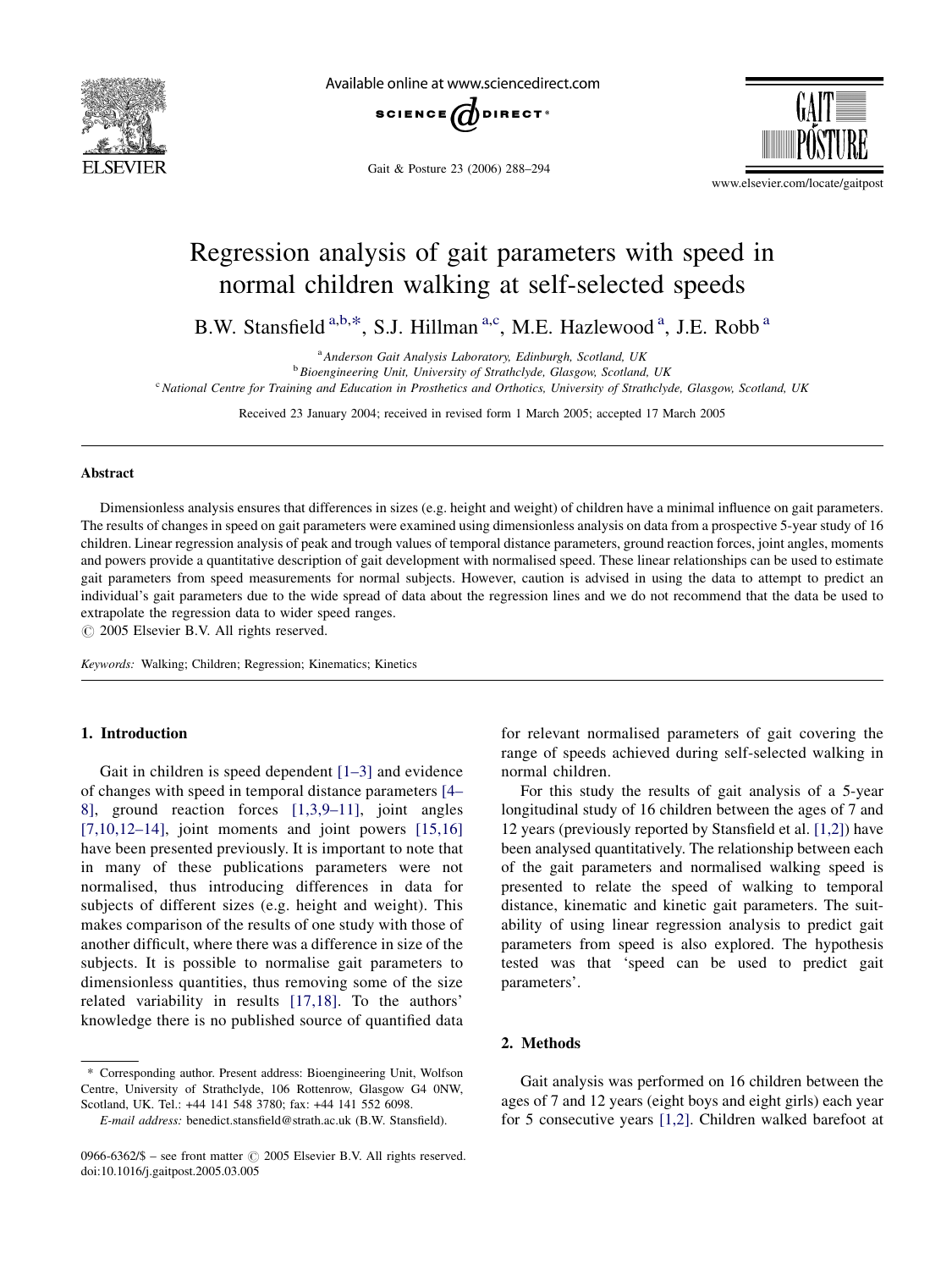# Regression analysis of gait parameters with speed in normal children walking at self-selected speeds

B.W. Stansfield [a,b,*], S.J. Hillman [a,c], M.E. Hazlewood [a], J.E. Robb [a]

[a] Anderson Gait Analysis Laboratory, Edinburgh, Scotland, UK
[b] Bioengineering Unit, University of Strathclyde, Glasgow, Scotland, UK
[c] National Centre for Training and Education in Prosthetics and Orthotics, University of Strathclyde, Glasgow, Scotland, UK

Received 23 January 2004; received in revised form 1 March 2005; accepted 17 March 2005

## Abstract

Dimensionless analysis ensures that differences in sizes (e.g. height and weight) of children have a minimal influence on gait parameters. The results of changes in speed on gait parameters were examined using dimensionless analysis on data from a prospective 5-year study of 16 children. Linear regression analysis of peak and trough values of temporal distance parameters, ground reaction forces, joint angles, moments and powers provide a quantitative description of gait development with normalised speed. These linear relationships can be used to estimate gait parameters from speed measurements for normal subjects. However, caution is advised in using the data to attempt to predict an individual's gait parameters due to the wide spread of data about the regression lines and we do not recommend that the data be used to extrapolate the regression data to wider speed ranges.

© 2005 Elsevier B.V. All rights reserved.

*Keywords:* Walking; Children; Regression; Kinematics; Kinetics

## 1. Introduction

Gait in children is speed dependent [1–3] and evidence of changes with speed in temporal distance parameters [4–8], ground reaction forces [1,3,9–11], joint angles [7,10,12–14], joint moments and joint powers [15,16] have been presented previously. It is important to note that in many of these publications parameters were not normalised, thus introducing differences in data for subjects of different sizes (e.g. height and weight). This makes comparison of the results of one study with those of another difficult, where there was a difference in size of the subjects. It is possible to normalise gait parameters to dimensionless quantities, thus removing some of the size related variability in results [17,18]. To the authors' knowledge there is no published source of quantified data for relevant normalised parameters of gait covering the range of speeds achieved during self-selected walking in normal children.

For this study the results of gait analysis of a 5-year longitudinal study of 16 children between the ages of 7 and 12 years (previously reported by Stansfield et al. [1,2]) have been analysed quantitatively. The relationship between each of the gait parameters and normalised walking speed is presented to relate the speed of walking to temporal distance, kinematic and kinetic gait parameters. The suitability of using linear regression analysis to predict gait parameters from speed is also explored. The hypothesis tested was that 'speed can be used to predict gait parameters'.

## 2. Methods

Gait analysis was performed on 16 children between the ages of 7 and 12 years (eight boys and eight girls) each year for 5 consecutive years [1,2]. Children walked barefoot at

* Corresponding author. Present address: Bioengineering Unit, Wolfson Centre, University of Strathclyde, 106 Rottenrow, Glasgow G4 0NW, Scotland, UK. Tel.: +44 141 548 3780; fax: +44 141 552 6098.
*E-mail address:* benedict.stansfield@strath.ac.uk (B.W. Stansfield).

0966-6362/$ – see front matter © 2005 Elsevier B.V. All rights reserved.
doi:10.1016/j.gaitpost.2005.03.005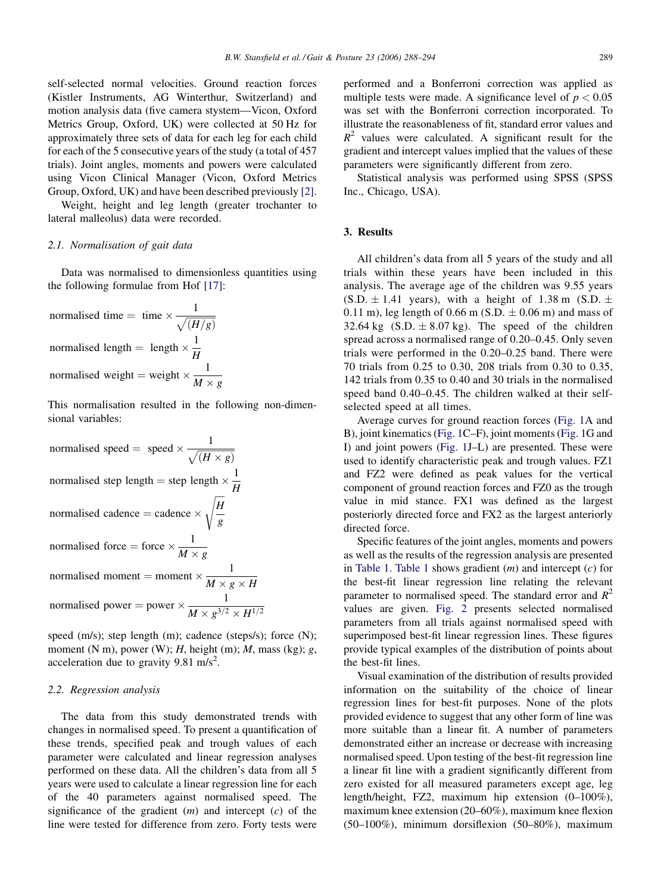self-selected normal velocities. Ground reaction forces (Kistler Instruments, AG Winterthur, Switzerland) and motion analysis data (five camera stystem—Vicon, Oxford Metrics Group, Oxford, UK) were collected at 50 Hz for approximately three sets of data for each leg for each child for each of the 5 consecutive years of the study (a total of 457 trials). Joint angles, moments and powers were calculated using Vicon Clinical Manager (Vicon, Oxford Metrics Group, Oxford, UK) and have been described previously [2].

Weight, height and leg length (greater trochanter to lateral malleolus) data were recorded.

### 2.1. Normalisation of gait data

Data was normalised to dimensionless quantities using the following formulae from Hof [17]:

$$\text{normalised time} = \text{time} \times \frac{1}{\sqrt{(H/g)}}$$

$$\text{normalised length} = \text{length} \times \frac{1}{H}$$

$$\text{normalised weight} = \text{weight} \times \frac{1}{M \times g}$$

This normalisation resulted in the following non-dimensional variables:

$$\text{normalised speed} = \text{speed} \times \frac{1}{\sqrt{(H \times g)}}$$

$$\text{normalised step length} = \text{step length} \times \frac{1}{H}$$

$$\text{normalised cadence} = \text{cadence} \times \sqrt{\frac{H}{g}}$$

$$\text{normalised force} = \text{force} \times \frac{1}{M \times g}$$

$$\text{normalised moment} = \text{moment} \times \frac{1}{M \times g \times H}$$

$$\text{normalised power} = \text{power} \times \frac{1}{M \times g^{3/2} \times H^{1/2}}$$

speed (m/s); step length (m); cadence (steps/s); force (N); moment (N m), power (W); $H$, height (m); $M$, mass (kg); $g$, acceleration due to gravity 9.81 m/s$^2$.

### 2.2. Regression analysis

The data from this study demonstrated trends with changes in normalised speed. To present a quantification of these trends, specified peak and trough values of each parameter were calculated and linear regression analyses performed on these data. All the children's data from all 5 years were used to calculate a linear regression line for each of the 40 parameters against normalised speed. The significance of the gradient ($m$) and intercept ($c$) of the line were tested for difference from zero. Forty tests were performed and a Bonferroni correction was applied as multiple tests were made. A significance level of $p < 0.05$ was set with the Bonferroni correction incorporated. To illustrate the reasonableness of fit, standard error values and $R^2$ values were calculated. A significant result for the gradient and intercept values implied that the values of these parameters were significantly different from zero.

Statistical analysis was performed using SPSS (SPSS Inc., Chicago, USA).

## 3. Results

All children's data from all 5 years of the study and all trials within these years have been included in this analysis. The average age of the children was 9.55 years (S.D. ± 1.41 years), with a height of 1.38 m (S.D. ± 0.11 m), leg length of 0.66 m (S.D. ± 0.06 m) and mass of 32.64 kg (S.D. ± 8.07 kg). The speed of the children spread across a normalised range of 0.20–0.45. Only seven trials were performed in the 0.20–0.25 band. There were 70 trials from 0.25 to 0.30, 208 trials from 0.30 to 0.35, 142 trials from 0.35 to 0.40 and 30 trials in the normalised speed band 0.40–0.45. The children walked at their self-selected speed at all times.

Average curves for ground reaction forces (Fig. 1A and B), joint kinematics (Fig. 1C–F), joint moments (Fig. 1G and I) and joint powers (Fig. 1J–L) are presented. These were used to identify characteristic peak and trough values. FZ1 and FZ2 were defined as peak values for the vertical component of ground reaction forces and FZ0 as the trough value in mid stance. FX1 was defined as the largest posteriorly directed force and FX2 as the largest anteriorly directed force.

Specific features of the joint angles, moments and powers as well as the results of the regression analysis are presented in Table 1. Table 1 shows gradient ($m$) and intercept ($c$) for the best-fit linear regression line relating the relevant parameter to normalised speed. The standard error and $R^2$ values are given. Fig. 2 presents selected normalised parameters from all trials against normalised speed with superimposed best-fit linear regression lines. These figures provide typical examples of the distribution of points about the best-fit lines.

Visual examination of the distribution of results provided information on the suitability of the choice of linear regression lines for best-fit purposes. None of the plots provided evidence to suggest that any other form of line was more suitable than a linear fit. A number of parameters demonstrated either an increase or decrease with increasing normalised speed. Upon testing of the best-fit regression line a linear fit line with a gradient significantly different from zero existed for all measured parameters except age, leg length/height, FZ2, maximum hip extension (0–100%), maximum knee extension (20–60%), maximum knee flexion (50–100%), minimum dorsiflexion (50–80%), maximum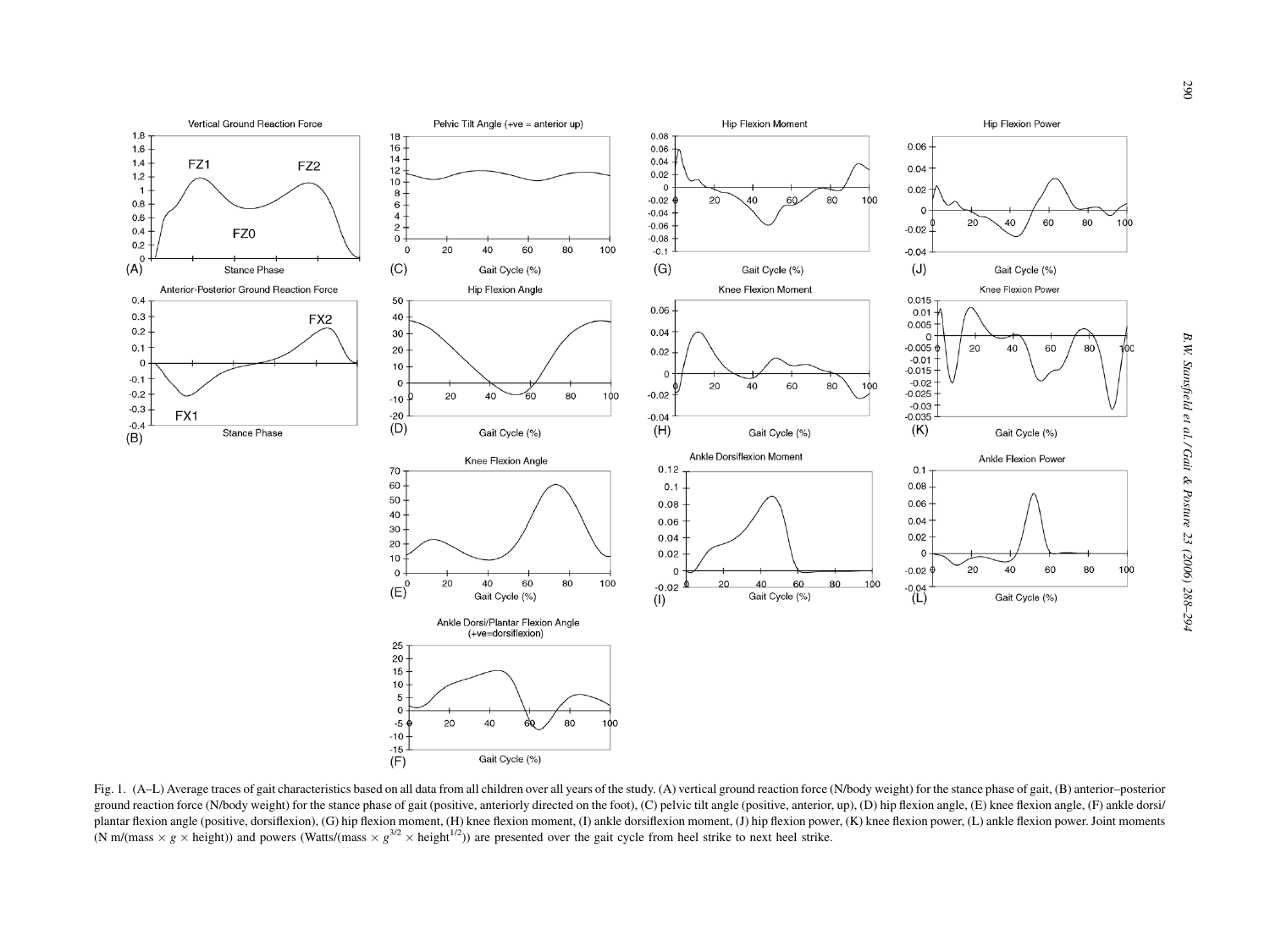Fig. 1. (A–L) Average traces of gait characteristics based on all data from all children over all years of the study. (A) vertical ground reaction force (N/body weight) for the stance phase of gait, (B) anterior–posterior ground reaction force (N/body weight) for the stance phase of gait (positive, anteriorly directed on the foot), (C) pelvic tilt angle (positive, anterior, up), (D) hip flexion angle, (E) knee flexion angle, (F) ankle dorsi/plantar flexion angle (positive, dorsiflexion), (G) hip flexion moment, (H) knee flexion moment, (I) ankle dorsiflexion moment, (J) hip flexion power, (K) knee flexion power, (L) ankle flexion power. Joint moments (N m/(mass $\times$ $g$ $\times$ height)) and powers (Watts/(mass $\times$ $g^{3/2}$ $\times$ height$^{1/2}$)) are presented over the gait cycle from heel strike to next heel strike.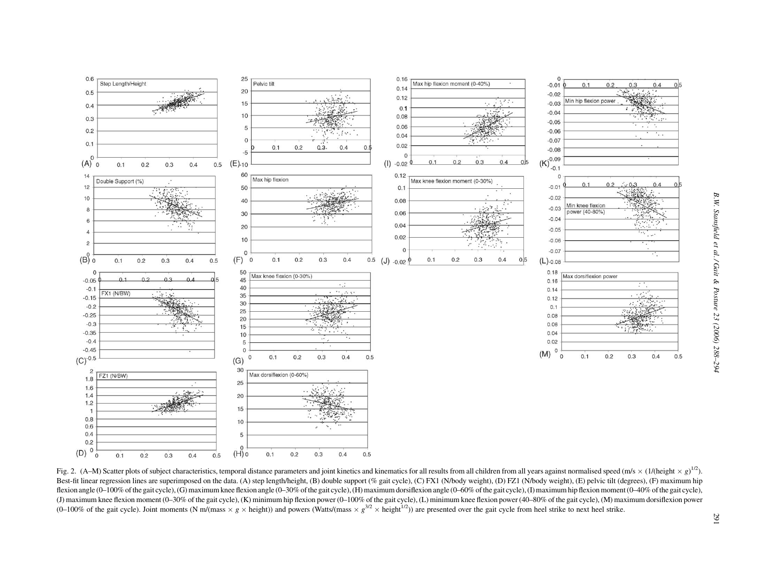Fig. 2. (A–M) Scatter plots of subject characteristics, temporal distance parameters and joint kinetics and kinematics for all results from all children from all years against normalised speed (m/s × (1/(height × $g$))$^{1/2}$). Best-fit linear regression lines are superimposed on the data. (A) step length/height, (B) double support (% gait cycle), (C) FX1 (N/body weight), (D) FZ1 (N/body weight), (E) pelvic tilt (degrees), (F) maximum hip flexion angle (0–100% of the gait cycle), (G) maximum knee flexion angle (0–30% of the gait cycle), (H) maximum dorsiflexion angle (0–60% of the gait cycle), (I) maximum hip flexion moment (0–40% of the gait cycle), (J) maximum knee flexion moment (0–30% of the gait cycle), (K) minimum hip flexion power (0–100% of the gait cycle), (L) minimum knee flexion power (40–80% of the gait cycle), (M) maximum dorsiflexion power (0–100% of the gait cycle). Joint moments (N m/(mass × $g$ × height)) and powers (Watts/(mass × $g^{3/2}$ × height$^{1/2}$)) are presented over the gait cycle from heel strike to next heel strike.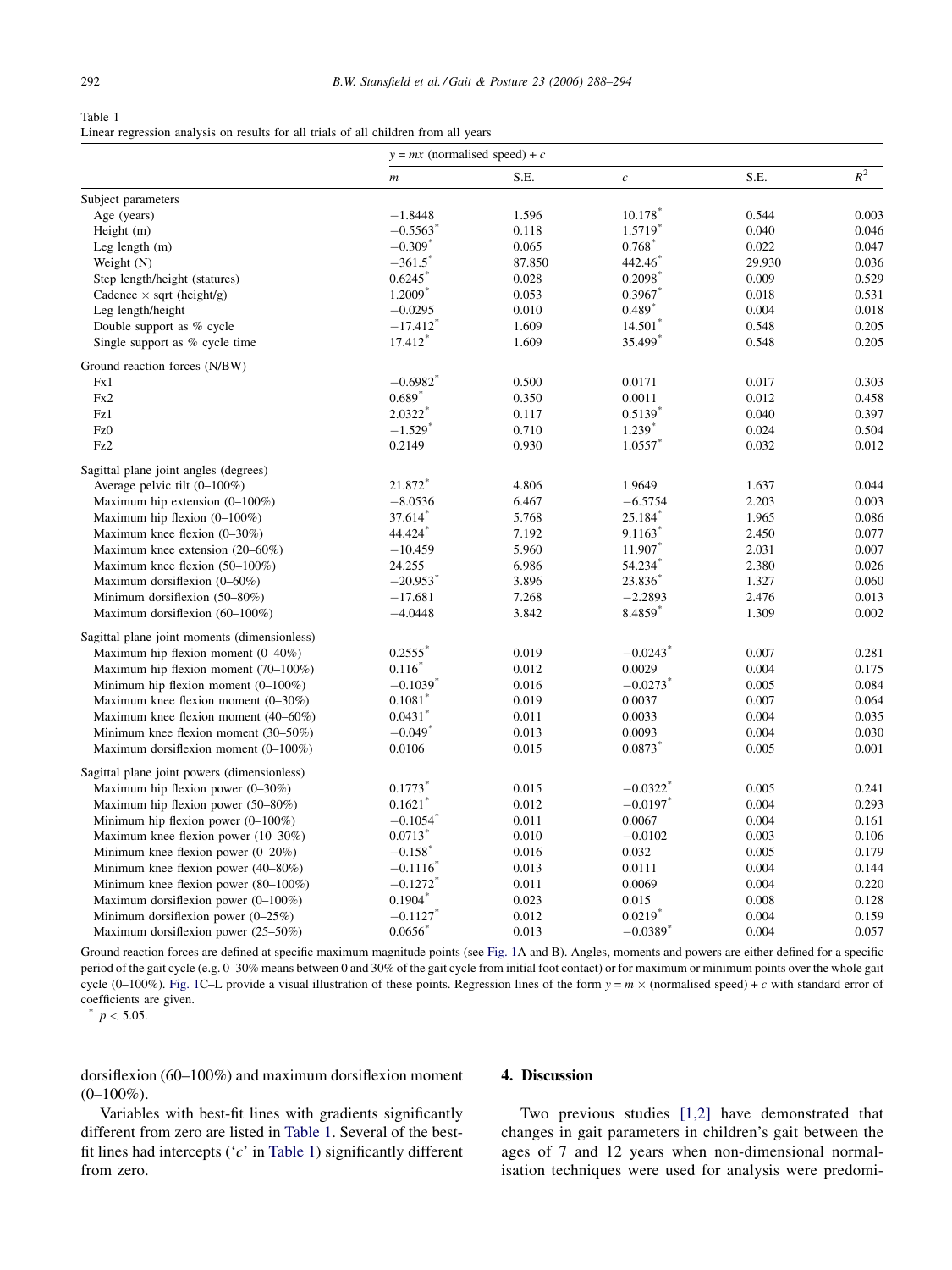Table 1
Linear regression analysis on results for all trials of all children from all years

| | $y = mx$ (normalised speed) + $c$ | | | | |
|---|---|---|---|---|---|
| | $m$ | S.E. | $c$ | S.E. | $R^2$ |
| **Subject parameters** | | | | | |
| Age (years) | −1.8448 | 1.596 | 10.178* | 0.544 | 0.003 |
| Height (m) | −0.5563* | 0.118 | 1.5719* | 0.040 | 0.046 |
| Leg length (m) | −0.309* | 0.065 | 0.768* | 0.022 | 0.047 |
| Weight (N) | −361.5* | 87.850 | 442.46* | 29.930 | 0.036 |
| Step length/height (statures) | 0.6245* | 0.028 | 0.2098* | 0.009 | 0.529 |
| Cadence × sqrt (height/g) | 1.2009* | 0.053 | 0.3967* | 0.018 | 0.531 |
| Leg length/height | −0.0295 | 0.010 | 0.489* | 0.004 | 0.018 |
| Double support as % cycle | −17.412* | 1.609 | 14.501* | 0.548 | 0.205 |
| Single support as % cycle time | 17.412* | 1.609 | 35.499* | 0.548 | 0.205 |
| **Ground reaction forces (N/BW)** | | | | | |
| Fx1 | −0.6982* | 0.500 | 0.0171 | 0.017 | 0.303 |
| Fx2 | 0.689* | 0.350 | 0.0011 | 0.012 | 0.458 |
| Fz1 | 2.0322* | 0.117 | 0.5139* | 0.040 | 0.397 |
| Fz0 | −1.529* | 0.710 | 1.239* | 0.024 | 0.504 |
| Fz2 | 0.2149 | 0.930 | 1.0557* | 0.032 | 0.012 |
| **Sagittal plane joint angles (degrees)** | | | | | |
| Average pelvic tilt (0–100%) | 21.872* | 4.806 | 1.9649 | 1.637 | 0.044 |
| Maximum hip extension (0–100%) | −8.0536 | 6.467 | −6.5754 | 2.203 | 0.003 |
| Maximum hip flexion (0–100%) | 37.614* | 5.768 | 25.184* | 1.965 | 0.086 |
| Maximum knee flexion (0–30%) | 44.424* | 7.192 | 9.1163* | 2.450 | 0.077 |
| Maximum knee extension (20–60%) | −10.459 | 5.960 | 11.907* | 2.031 | 0.007 |
| Maximum knee flexion (50–100%) | 24.255 | 6.986 | 54.234* | 2.380 | 0.026 |
| Maximum dorsiflexion (0–60%) | −20.953* | 3.896 | 23.836* | 1.327 | 0.060 |
| Minimum dorsiflexion (50–80%) | −17.681 | 7.268 | −2.2893 | 2.476 | 0.013 |
| Maximum dorsiflexion (60–100%) | −4.0448 | 3.842 | 8.4859* | 1.309 | 0.002 |
| **Sagittal plane joint moments (dimensionless)** | | | | | |
| Maximum hip flexion moment (0–40%) | 0.2555* | 0.019 | −0.0243* | 0.007 | 0.281 |
| Maximum hip flexion moment (70–100%) | 0.116* | 0.012 | 0.0029 | 0.004 | 0.175 |
| Minimum hip flexion moment (0–100%) | −0.1039* | 0.016 | −0.0273* | 0.005 | 0.084 |
| Maximum knee flexion moment (0–30%) | 0.1081* | 0.019 | 0.0037 | 0.007 | 0.064 |
| Maximum knee flexion moment (40–60%) | 0.0431* | 0.011 | 0.0033 | 0.004 | 0.035 |
| Minimum knee flexion moment (30–50%) | −0.049* | 0.013 | 0.0093 | 0.004 | 0.030 |
| Maximum dorsiflexion moment (0–100%) | 0.0106 | 0.015 | 0.0873* | 0.005 | 0.001 |
| **Sagittal plane joint powers (dimensionless)** | | | | | |
| Maximum hip flexion power (0–30%) | 0.1773* | 0.015 | −0.0322* | 0.005 | 0.241 |
| Maximum hip flexion power (50–80%) | 0.1621* | 0.012 | −0.0197* | 0.004 | 0.293 |
| Minimum hip flexion power (0–100%) | −0.1054* | 0.011 | 0.0067 | 0.004 | 0.161 |
| Maximum knee flexion power (10–30%) | 0.0713* | 0.010 | −0.0102 | 0.003 | 0.106 |
| Minimum knee flexion power (0–20%) | −0.158* | 0.016 | 0.032 | 0.005 | 0.179 |
| Minimum knee flexion power (40–80%) | −0.1116* | 0.013 | 0.0111 | 0.004 | 0.144 |
| Minimum knee flexion power (80–100%) | −0.1272* | 0.011 | 0.0069 | 0.004 | 0.220 |
| Maximum dorsiflexion power (0–100%) | 0.1904* | 0.023 | 0.015 | 0.008 | 0.128 |
| Minimum dorsiflexion power (0–25%) | −0.1127* | 0.012 | 0.0219* | 0.004 | 0.159 |
| Maximum dorsiflexion power (25–50%) | 0.0656* | 0.013 | −0.0389* | 0.004 | 0.057 |

Ground reaction forces are defined at specific maximum magnitude points (see Fig. 1A and B). Angles, moments and powers are either defined for a specific period of the gait cycle (e.g. 0–30% means between 0 and 30% of the gait cycle from initial foot contact) or for maximum or minimum points over the whole gait cycle (0–100%). Fig. 1C–L provide a visual illustration of these points. Regression lines of the form $y = m \times$ (normalised speed) + $c$ with standard error of coefficients are given.

\* $p < 5.05$.

dorsiflexion (60–100%) and maximum dorsiflexion moment (0–100%).

Variables with best-fit lines with gradients significantly different from zero are listed in Table 1. Several of the best-fit lines had intercepts ('$c$' in Table 1) significantly different from zero.

## 4. Discussion

Two previous studies [1,2] have demonstrated that changes in gait parameters in children's gait between the ages of 7 and 12 years when non-dimensional normalisation techniques were used for analysis were predomi-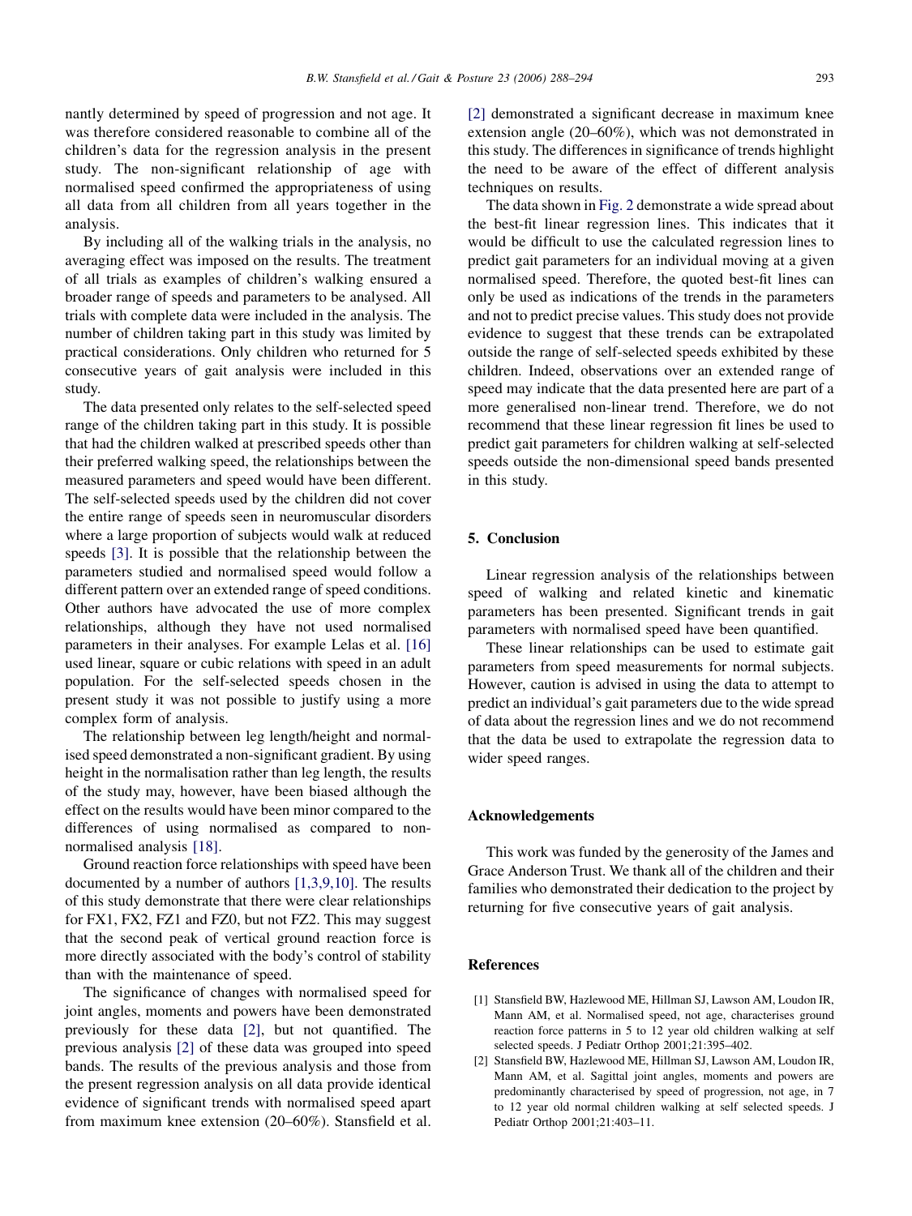nantly determined by speed of progression and not age. It was therefore considered reasonable to combine all of the children's data for the regression analysis in the present study. The non-significant relationship of age with normalised speed confirmed the appropriateness of using all data from all children from all years together in the analysis.

By including all of the walking trials in the analysis, no averaging effect was imposed on the results. The treatment of all trials as examples of children's walking ensured a broader range of speeds and parameters to be analysed. All trials with complete data were included in the analysis. The number of children taking part in this study was limited by practical considerations. Only children who returned for 5 consecutive years of gait analysis were included in this study.

The data presented only relates to the self-selected speed range of the children taking part in this study. It is possible that had the children walked at prescribed speeds other than their preferred walking speed, the relationships between the measured parameters and speed would have been different. The self-selected speeds used by the children did not cover the entire range of speeds seen in neuromuscular disorders where a large proportion of subjects would walk at reduced speeds [3]. It is possible that the relationship between the parameters studied and normalised speed would follow a different pattern over an extended range of speed conditions. Other authors have advocated the use of more complex relationships, although they have not used normalised parameters in their analyses. For example Lelas et al. [16] used linear, square or cubic relations with speed in an adult population. For the self-selected speeds chosen in the present study it was not possible to justify using a more complex form of analysis.

The relationship between leg length/height and normalised speed demonstrated a non-significant gradient. By using height in the normalisation rather than leg length, the results of the study may, however, have been biased although the effect on the results would have been minor compared to the differences of using normalised as compared to non-normalised analysis [18].

Ground reaction force relationships with speed have been documented by a number of authors [1,3,9,10]. The results of this study demonstrate that there were clear relationships for FX1, FX2, FZ1 and FZ0, but not FZ2. This may suggest that the second peak of vertical ground reaction force is more directly associated with the body's control of stability than with the maintenance of speed.

The significance of changes with normalised speed for joint angles, moments and powers have been demonstrated previously for these data [2], but not quantified. The previous analysis [2] of these data was grouped into speed bands. The results of the previous analysis and those from the present regression analysis on all data provide identical evidence of significant trends with normalised speed apart from maximum knee extension (20–60%). Stansfield et al. [2] demonstrated a significant decrease in maximum knee extension angle (20–60%), which was not demonstrated in this study. The differences in significance of trends highlight the need to be aware of the effect of different analysis techniques on results.

The data shown in Fig. 2 demonstrate a wide spread about the best-fit linear regression lines. This indicates that it would be difficult to use the calculated regression lines to predict gait parameters for an individual moving at a given normalised speed. Therefore, the quoted best-fit lines can only be used as indications of the trends in the parameters and not to predict precise values. This study does not provide evidence to suggest that these trends can be extrapolated outside the range of self-selected speeds exhibited by these children. Indeed, observations over an extended range of speed may indicate that the data presented here are part of a more generalised non-linear trend. Therefore, we do not recommend that these linear regression fit lines be used to predict gait parameters for children walking at self-selected speeds outside the non-dimensional speed bands presented in this study.

## 5. Conclusion

Linear regression analysis of the relationships between speed of walking and related kinetic and kinematic parameters has been presented. Significant trends in gait parameters with normalised speed have been quantified.

These linear relationships can be used to estimate gait parameters from speed measurements for normal subjects. However, caution is advised in using the data to attempt to predict an individual's gait parameters due to the wide spread of data about the regression lines and we do not recommend that the data be used to extrapolate the regression data to wider speed ranges.

## Acknowledgements

This work was funded by the generosity of the James and Grace Anderson Trust. We thank all of the children and their families who demonstrated their dedication to the project by returning for five consecutive years of gait analysis.

## References

[1] Stansfield BW, Hazlewood ME, Hillman SJ, Lawson AM, Loudon IR, Mann AM, et al. Normalised speed, not age, characterises ground reaction force patterns in 5 to 12 year old children walking at self selected speeds. J Pediatr Orthop 2001;21:395–402.

[2] Stansfield BW, Hazlewood ME, Hillman SJ, Lawson AM, Loudon IR, Mann AM, et al. Sagittal joint angles, moments and powers are predominantly characterised by speed of progression, not age, in 7 to 12 year old normal children walking at self selected speeds. J Pediatr Orthop 2001;21:403–11.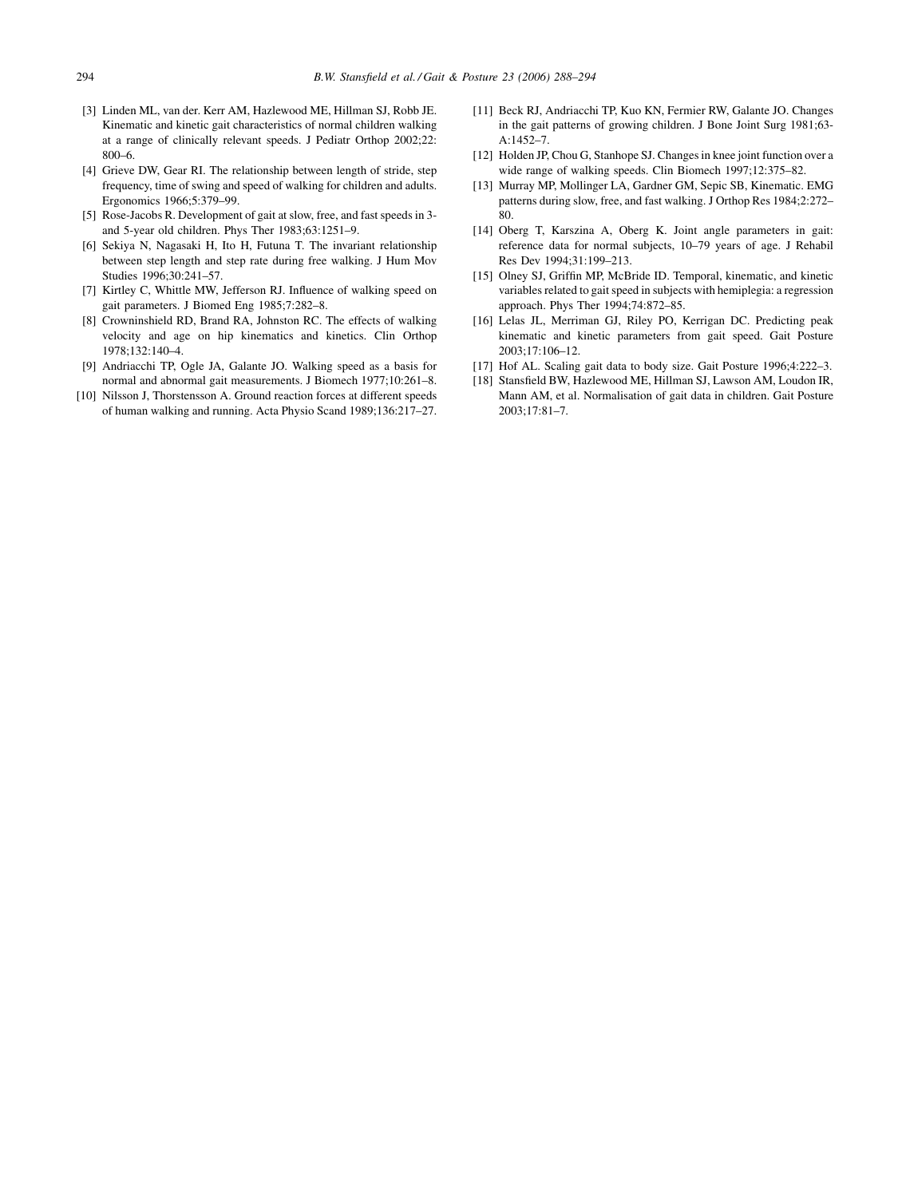[3] Linden ML, van der. Kerr AM, Hazlewood ME, Hillman SJ, Robb JE. Kinematic and kinetic gait characteristics of normal children walking at a range of clinically relevant speeds. J Pediatr Orthop 2002;22: 800–6.

[4] Grieve DW, Gear RI. The relationship between length of stride, step frequency, time of swing and speed of walking for children and adults. Ergonomics 1966;5:379–99.

[5] Rose-Jacobs R. Development of gait at slow, free, and fast speeds in 3- and 5-year old children. Phys Ther 1983;63:1251–9.

[6] Sekiya N, Nagasaki H, Ito H, Futuna T. The invariant relationship between step length and step rate during free walking. J Hum Mov Studies 1996;30:241–57.

[7] Kirtley C, Whittle MW, Jefferson RJ. Influence of walking speed on gait parameters. J Biomed Eng 1985;7:282–8.

[8] Crowninshield RD, Brand RA, Johnston RC. The effects of walking velocity and age on hip kinematics and kinetics. Clin Orthop 1978;132:140–4.

[9] Andriacchi TP, Ogle JA, Galante JO. Walking speed as a basis for normal and abnormal gait measurements. J Biomech 1977;10:261–8.

[10] Nilsson J, Thorstensson A. Ground reaction forces at different speeds of human walking and running. Acta Physio Scand 1989;136:217–27.

[11] Beck RJ, Andriacchi TP, Kuo KN, Fermier RW, Galante JO. Changes in the gait patterns of growing children. J Bone Joint Surg 1981;63-A:1452–7.

[12] Holden JP, Chou G, Stanhope SJ. Changes in knee joint function over a wide range of walking speeds. Clin Biomech 1997;12:375–82.

[13] Murray MP, Mollinger LA, Gardner GM, Sepic SB, Kinematic. EMG patterns during slow, free, and fast walking. J Orthop Res 1984;2:272–80.

[14] Oberg T, Karszina A, Oberg K. Joint angle parameters in gait: reference data for normal subjects, 10–79 years of age. J Rehabil Res Dev 1994;31:199–213.

[15] Olney SJ, Griffin MP, McBride ID. Temporal, kinematic, and kinetic variables related to gait speed in subjects with hemiplegia: a regression approach. Phys Ther 1994;74:872–85.

[16] Lelas JL, Merriman GJ, Riley PO, Kerrigan DC. Predicting peak kinematic and kinetic parameters from gait speed. Gait Posture 2003;17:106–12.

[17] Hof AL. Scaling gait data to body size. Gait Posture 1996;4:222–3.

[18] Stansfield BW, Hazlewood ME, Hillman SJ, Lawson AM, Loudon IR, Mann AM, et al. Normalisation of gait data in children. Gait Posture 2003;17:81–7.